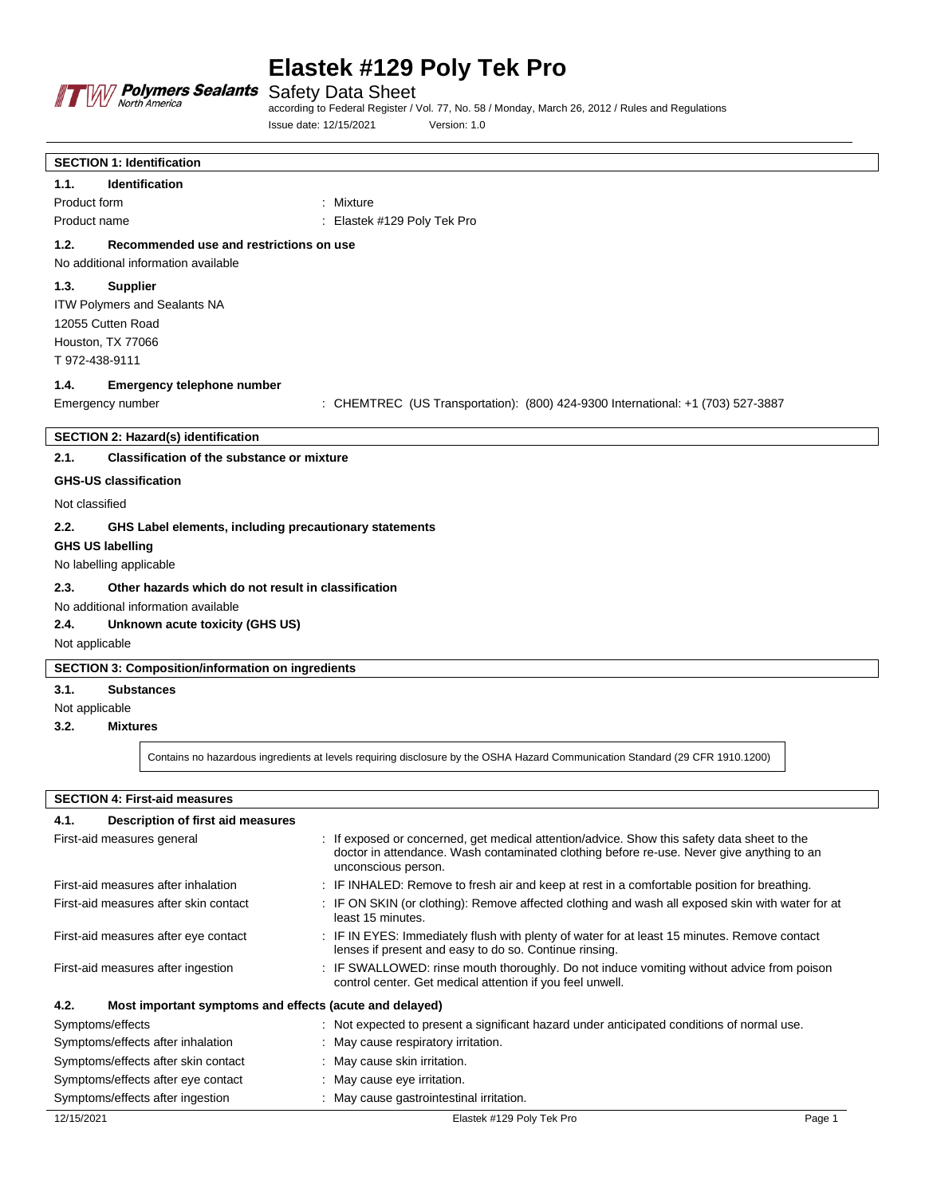# Elastek #129 Poly Tek Pro

Safety Data Sheet

according to Federal Register / Vol. 77, No. 58 / Monday, March 26, 2012 / Rules and Regulations

Issue date: 12/15/2021 Version: 1.0

## SECTION 1: Identification

### 1.1. Identification

Product form : Mixture

Product name : Elastek #129 Poly Tek Pro

### 1.2. Recommended use and restrictions on use

No additional information available

### 1.3. Supplier

ITW Polymers and Sealants NA
12055 Cutten Road
Houston, TX 77066
T 972-438-9111

### 1.4. Emergency telephone number

Emergency number : CHEMTREC (US Transportation): (800) 424-9300 International: +1 (703) 527-3887

## SECTION 2: Hazard(s) identification

### 2.1. Classification of the substance or mixture

**GHS-US classification**

Not classified

### 2.2. GHS Label elements, including precautionary statements

**GHS US labelling**

No labelling applicable

### 2.3. Other hazards which do not result in classification

No additional information available

### 2.4. Unknown acute toxicity (GHS US)

Not applicable

## SECTION 3: Composition/information on ingredients

### 3.1. Substances

Not applicable

### 3.2. Mixtures

Contains no hazardous ingredients at levels requiring disclosure by the OSHA Hazard Communication Standard (29 CFR 1910.1200)

## SECTION 4: First-aid measures

### 4.1. Description of first aid measures

First-aid measures general : If exposed or concerned, get medical attention/advice. Show this safety data sheet to the doctor in attendance. Wash contaminated clothing before re-use. Never give anything to an unconscious person.

First-aid measures after inhalation : IF INHALED: Remove to fresh air and keep at rest in a comfortable position for breathing.

First-aid measures after skin contact : IF ON SKIN (or clothing): Remove affected clothing and wash all exposed skin with water for at least 15 minutes.

First-aid measures after eye contact : IF IN EYES: Immediately flush with plenty of water for at least 15 minutes. Remove contact lenses if present and easy to do so. Continue rinsing.

First-aid measures after ingestion : IF SWALLOWED: rinse mouth thoroughly. Do not induce vomiting without advice from poison control center. Get medical attention if you feel unwell.

### 4.2. Most important symptoms and effects (acute and delayed)

Symptoms/effects : Not expected to present a significant hazard under anticipated conditions of normal use.

Symptoms/effects after inhalation : May cause respiratory irritation.

Symptoms/effects after skin contact : May cause skin irritation.

Symptoms/effects after eye contact : May cause eye irritation.

Symptoms/effects after ingestion : May cause gastrointestinal irritation.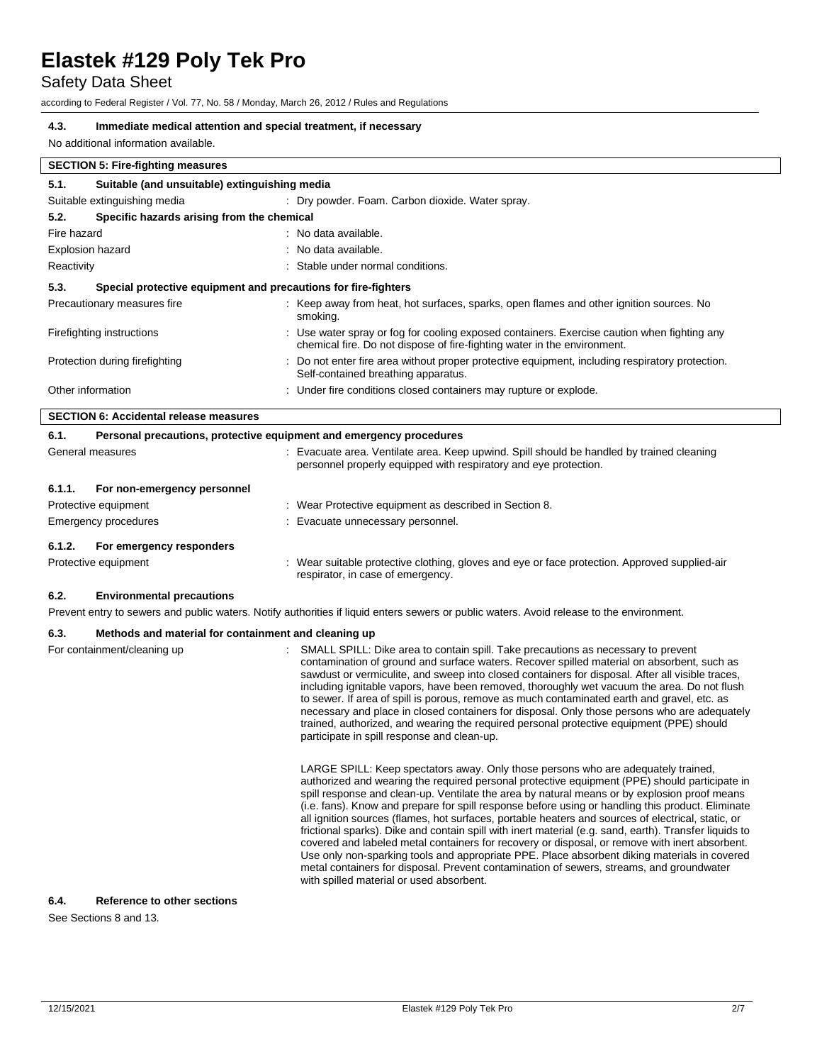#### 4.3. Immediate medical attention and special treatment, if necessary

No additional information available.

## SECTION 5: Fire-fighting measures

### 5.1. Suitable (and unsuitable) extinguishing media

| | |
|---|---|
| Suitable extinguishing media | : Dry powder. Foam. Carbon dioxide. Water spray. |

### 5.2. Specific hazards arising from the chemical

| | |
|---|---|
| Fire hazard | : No data available. |
| Explosion hazard | : No data available. |
| Reactivity | : Stable under normal conditions. |

### 5.3. Special protective equipment and precautions for fire-fighters

| | |
|---|---|
| Precautionary measures fire | : Keep away from heat, hot surfaces, sparks, open flames and other ignition sources. No smoking. |
| Firefighting instructions | : Use water spray or fog for cooling exposed containers. Exercise caution when fighting any chemical fire. Do not dispose of fire-fighting water in the environment. |
| Protection during firefighting | : Do not enter fire area without proper protective equipment, including respiratory protection. Self-contained breathing apparatus. |
| Other information | : Under fire conditions closed containers may rupture or explode. |

## SECTION 6: Accidental release measures

### 6.1. Personal precautions, protective equipment and emergency procedures

| | |
|---|---|
| General measures | : Evacuate area. Ventilate area. Keep upwind. Spill should be handled by trained cleaning personnel properly equipped with respiratory and eye protection. |

#### 6.1.1. For non-emergency personnel

| | |
|---|---|
| Protective equipment | : Wear Protective equipment as described in Section 8. |
| Emergency procedures | : Evacuate unnecessary personnel. |

#### 6.1.2. For emergency responders

| | |
|---|---|
| Protective equipment | : Wear suitable protective clothing, gloves and eye or face protection. Approved supplied-air respirator, in case of emergency. |

### 6.2. Environmental precautions

Prevent entry to sewers and public waters. Notify authorities if liquid enters sewers or public waters. Avoid release to the environment.

### 6.3. Methods and material for containment and cleaning up

For containment/cleaning up :

SMALL SPILL: Dike area to contain spill. Take precautions as necessary to prevent contamination of ground and surface waters. Recover spilled material on absorbent, such as sawdust or vermiculite, and sweep into closed containers for disposal. After all visible traces, including ignitable vapors, have been removed, thoroughly wet vacuum the area. Do not flush to sewer. If area of spill is porous, remove as much contaminated earth and gravel, etc. as necessary and place in closed containers for disposal. Only those persons who are adequately trained, authorized, and wearing the required personal protective equipment (PPE) should participate in spill response and clean-up.

LARGE SPILL: Keep spectators away. Only those persons who are adequately trained, authorized and wearing the required personal protective equipment (PPE) should participate in spill response and clean-up. Ventilate the area by natural means or by explosion proof means (i.e. fans). Know and prepare for spill response before using or handling this product. Eliminate all ignition sources (flames, hot surfaces, portable heaters and sources of electrical, static, or frictional sparks). Dike and contain spill with inert material (e.g. sand, earth). Transfer liquids to covered and labeled metal containers for recovery or disposal, or remove with inert absorbent. Use only non-sparking tools and appropriate PPE. Place absorbent diking materials in covered metal containers for disposal. Prevent contamination of sewers, streams, and groundwater with spilled material or used absorbent.

### 6.4. Reference to other sections

See Sections 8 and 13.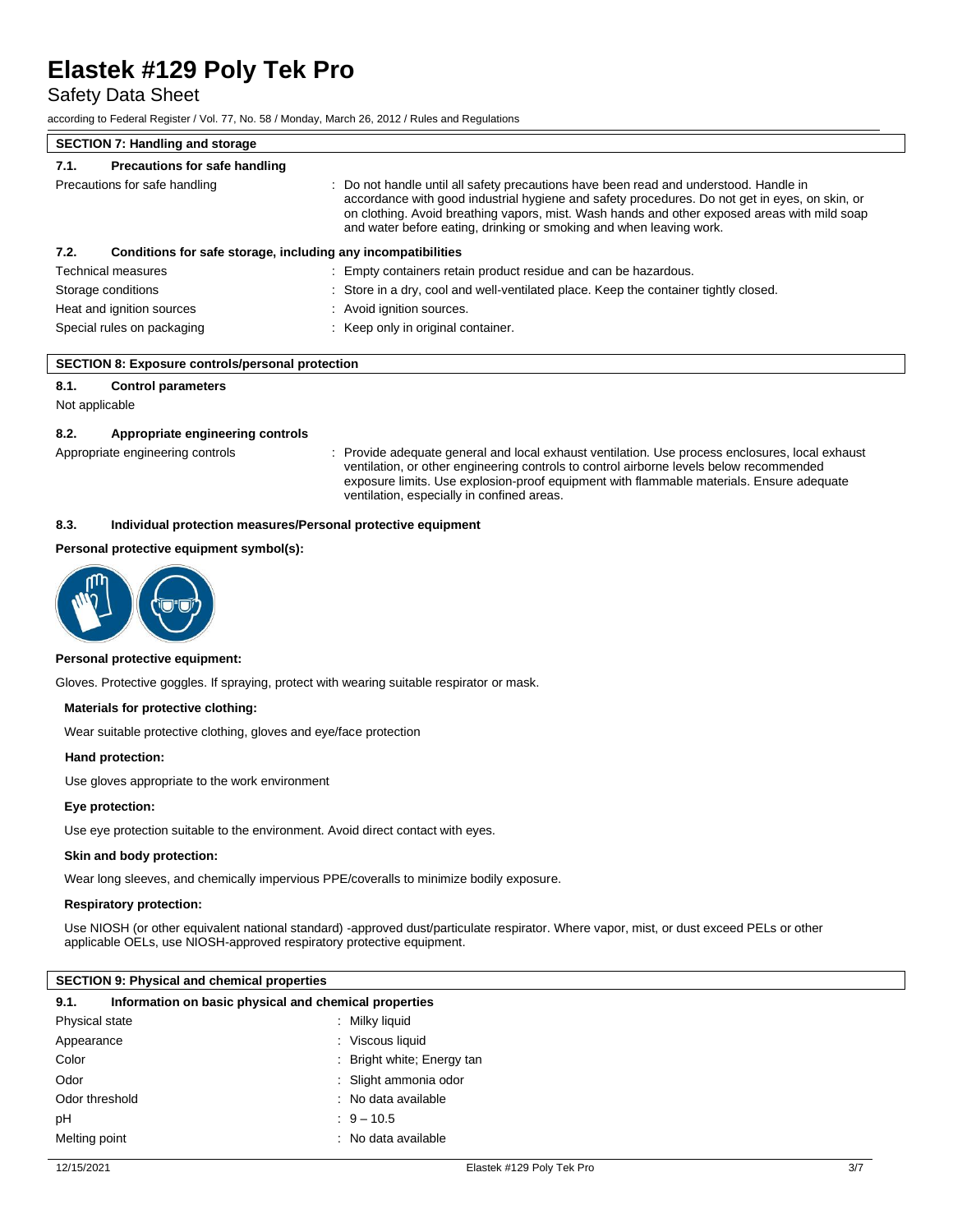## SECTION 7: Handling and storage

### 7.1. Precautions for safe handling

| | |
|---|---|
| Precautions for safe handling | : Do not handle until all safety precautions have been read and understood. Handle in accordance with good industrial hygiene and safety procedures. Do not get in eyes, on skin, or on clothing. Avoid breathing vapors, mist. Wash hands and other exposed areas with mild soap and water before eating, drinking or smoking and when leaving work. |

### 7.2. Conditions for safe storage, including any incompatibilities

| | |
|---|---|
| Technical measures | : Empty containers retain product residue and can be hazardous. |
| Storage conditions | : Store in a dry, cool and well-ventilated place. Keep the container tightly closed. |
| Heat and ignition sources | : Avoid ignition sources. |
| Special rules on packaging | : Keep only in original container. |

## SECTION 8: Exposure controls/personal protection

### 8.1. Control parameters

Not applicable

### 8.2. Appropriate engineering controls

| | |
|---|---|
| Appropriate engineering controls | : Provide adequate general and local exhaust ventilation. Use process enclosures, local exhaust ventilation, or other engineering controls to control airborne levels below recommended exposure limits. Use explosion-proof equipment with flammable materials. Ensure adequate ventilation, especially in confined areas. |

### 8.3. Individual protection measures/Personal protective equipment

**Personal protective equipment symbol(s):**

**Personal protective equipment:**

Gloves. Protective goggles. If spraying, protect with wearing suitable respirator or mask.

**Materials for protective clothing:**

Wear suitable protective clothing, gloves and eye/face protection

**Hand protection:**

Use gloves appropriate to the work environment

**Eye protection:**

Use eye protection suitable to the environment. Avoid direct contact with eyes.

**Skin and body protection:**

Wear long sleeves, and chemically impervious PPE/coveralls to minimize bodily exposure.

**Respiratory protection:**

Use NIOSH (or other equivalent national standard) -approved dust/particulate respirator. Where vapor, mist, or dust exceed PELs or other applicable OELs, use NIOSH-approved respiratory protective equipment.

## SECTION 9: Physical and chemical properties

### 9.1. Information on basic physical and chemical properties

| | |
|---|---|
| Physical state | : Milky liquid |
| Appearance | : Viscous liquid |
| Color | : Bright white; Energy tan |
| Odor | : Slight ammonia odor |
| Odor threshold | : No data available |
| pH | : 9 – 10.5 |
| Melting point | : No data available |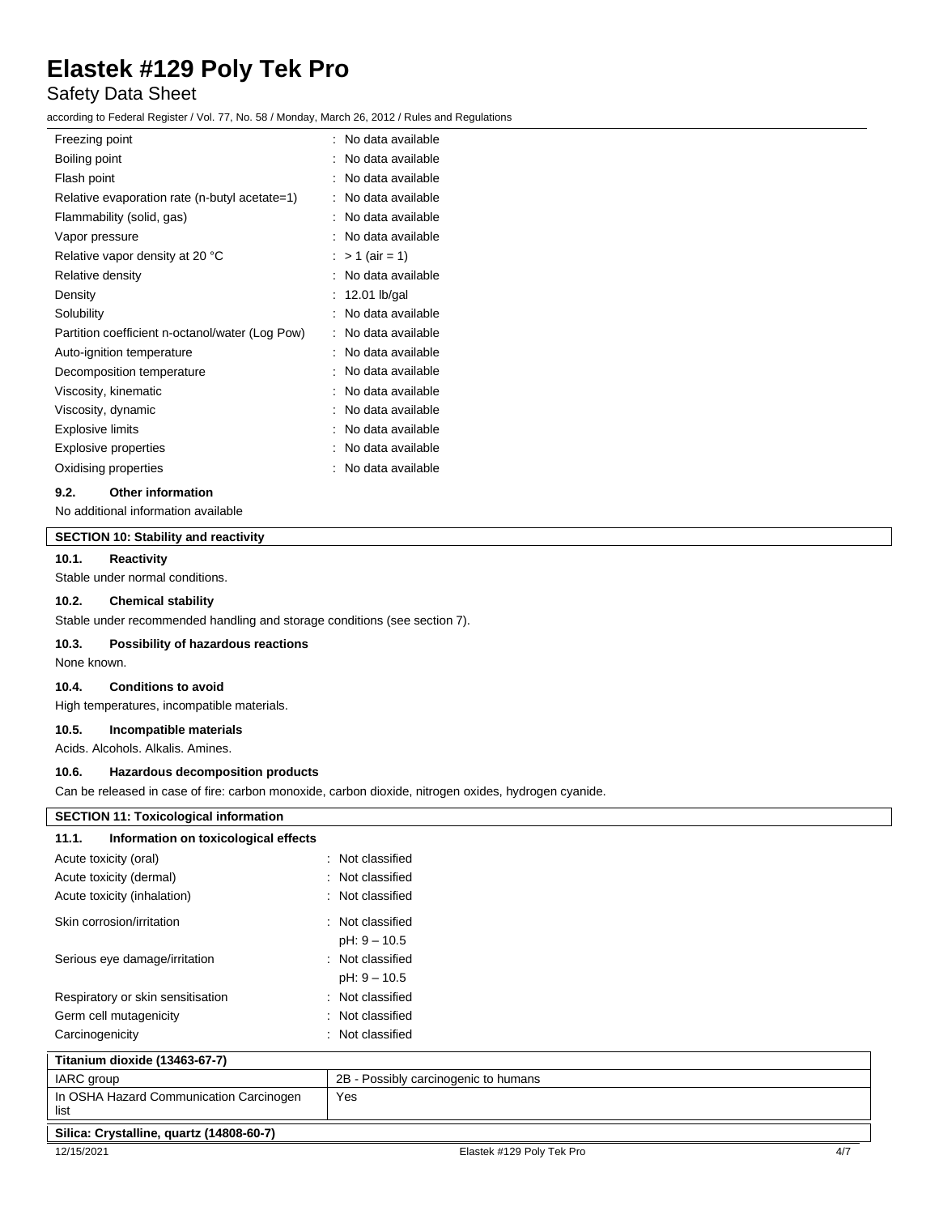| | |
|---|---|
| Freezing point | : No data available |
| Boiling point | : No data available |
| Flash point | : No data available |
| Relative evaporation rate (n-butyl acetate=1) | : No data available |
| Flammability (solid, gas) | : No data available |
| Vapor pressure | : No data available |
| Relative vapor density at 20 °C | : > 1 (air = 1) |
| Relative density | : No data available |
| Density | : 12.01 lb/gal |
| Solubility | : No data available |
| Partition coefficient n-octanol/water (Log Pow) | : No data available |
| Auto-ignition temperature | : No data available |
| Decomposition temperature | : No data available |
| Viscosity, kinematic | : No data available |
| Viscosity, dynamic | : No data available |
| Explosive limits | : No data available |
| Explosive properties | : No data available |
| Oxidising properties | : No data available |

### 9.2. Other information

No additional information available

## SECTION 10: Stability and reactivity

### 10.1. Reactivity

Stable under normal conditions.

### 10.2. Chemical stability

Stable under recommended handling and storage conditions (see section 7).

### 10.3. Possibility of hazardous reactions

None known.

### 10.4. Conditions to avoid

High temperatures, incompatible materials.

### 10.5. Incompatible materials

Acids. Alcohols. Alkalis. Amines.

### 10.6. Hazardous decomposition products

Can be released in case of fire: carbon monoxide, carbon dioxide, nitrogen oxides, hydrogen cyanide.

## SECTION 11: Toxicological information

### 11.1. Information on toxicological effects

| | |
|---|---|
| Acute toxicity (oral) | : Not classified |
| Acute toxicity (dermal) | : Not classified |
| Acute toxicity (inhalation) | : Not classified |
| Skin corrosion/irritation | : Not classified<br>pH: 9 – 10.5 |
| Serious eye damage/irritation | : Not classified<br>pH: 9 – 10.5 |
| Respiratory or skin sensitisation | : Not classified |
| Germ cell mutagenicity | : Not classified |
| Carcinogenicity | : Not classified |

| Titanium dioxide (13463-67-7) | |
|---|---|
| IARC group | 2B - Possibly carcinogenic to humans |
| In OSHA Hazard Communication Carcinogen list | Yes |

| Silica: Crystalline, quartz (14808-60-7) |
|---|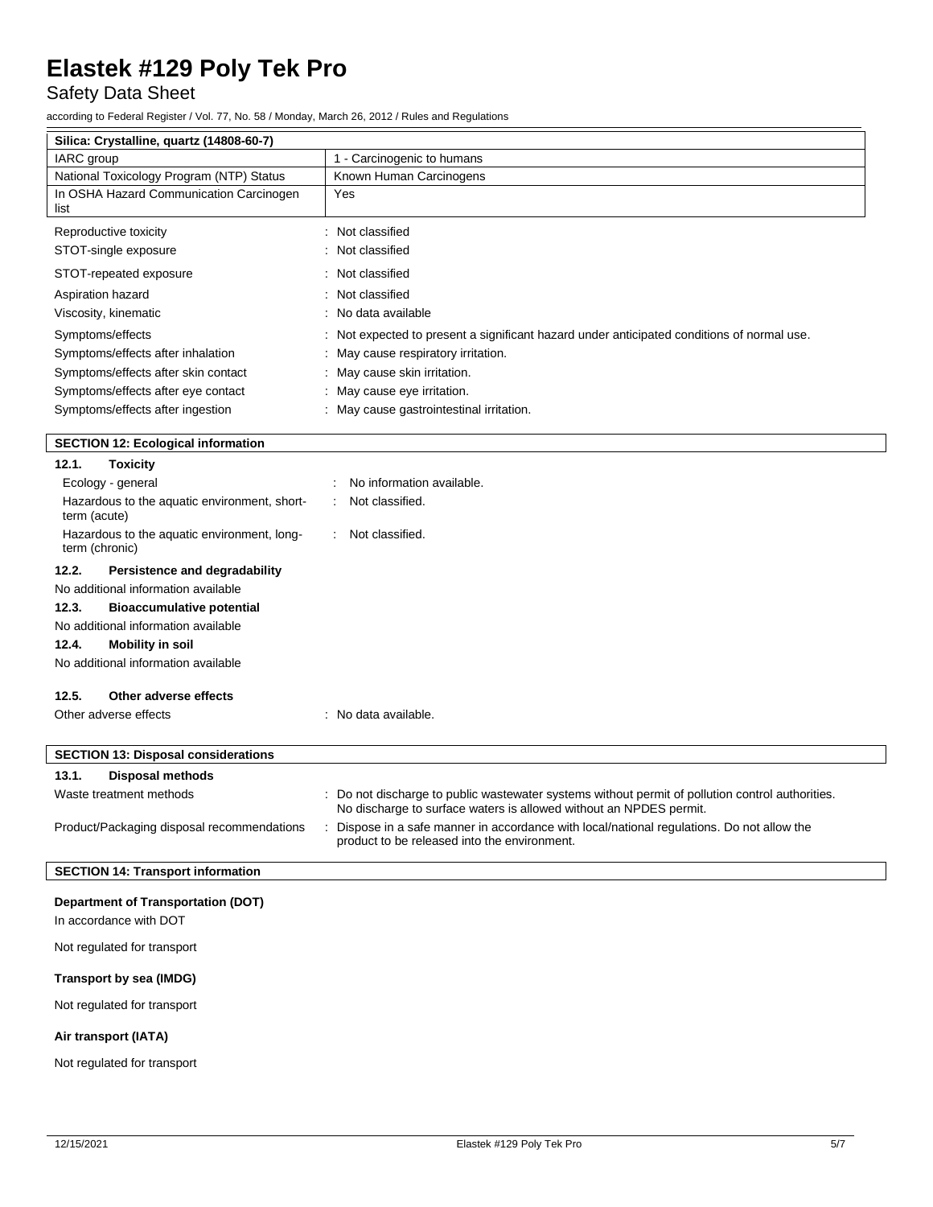| Silica: Crystalline, quartz (14808-60-7) | |
|---|---|
| IARC group | 1 - Carcinogenic to humans |
| National Toxicology Program (NTP) Status | Known Human Carcinogens |
| In OSHA Hazard Communication Carcinogen list | Yes |

Reproductive toxicity : Not classified

STOT-single exposure : Not classified

STOT-repeated exposure : Not classified

Aspiration hazard : Not classified

Viscosity, kinematic : No data available

Symptoms/effects : Not expected to present a significant hazard under anticipated conditions of normal use.

Symptoms/effects after inhalation : May cause respiratory irritation.

Symptoms/effects after skin contact : May cause skin irritation.

Symptoms/effects after eye contact : May cause eye irritation.

Symptoms/effects after ingestion : May cause gastrointestinal irritation.

## SECTION 12: Ecological information

### 12.1. Toxicity

Ecology - general : No information available.

Hazardous to the aquatic environment, short-term (acute) : Not classified.

Hazardous to the aquatic environment, long-term (chronic) : Not classified.

### 12.2. Persistence and degradability

No additional information available

### 12.3. Bioaccumulative potential

No additional information available

### 12.4. Mobility in soil

No additional information available

### 12.5. Other adverse effects

Other adverse effects : No data available.

## SECTION 13: Disposal considerations

### 13.1. Disposal methods

Waste treatment methods : Do not discharge to public wastewater systems without permit of pollution control authorities. No discharge to surface waters is allowed without an NPDES permit.

Product/Packaging disposal recommendations : Dispose in a safe manner in accordance with local/national regulations. Do not allow the product to be released into the environment.

## SECTION 14: Transport information

**Department of Transportation (DOT)**

In accordance with DOT

Not regulated for transport

**Transport by sea (IMDG)**

Not regulated for transport

**Air transport (IATA)**

Not regulated for transport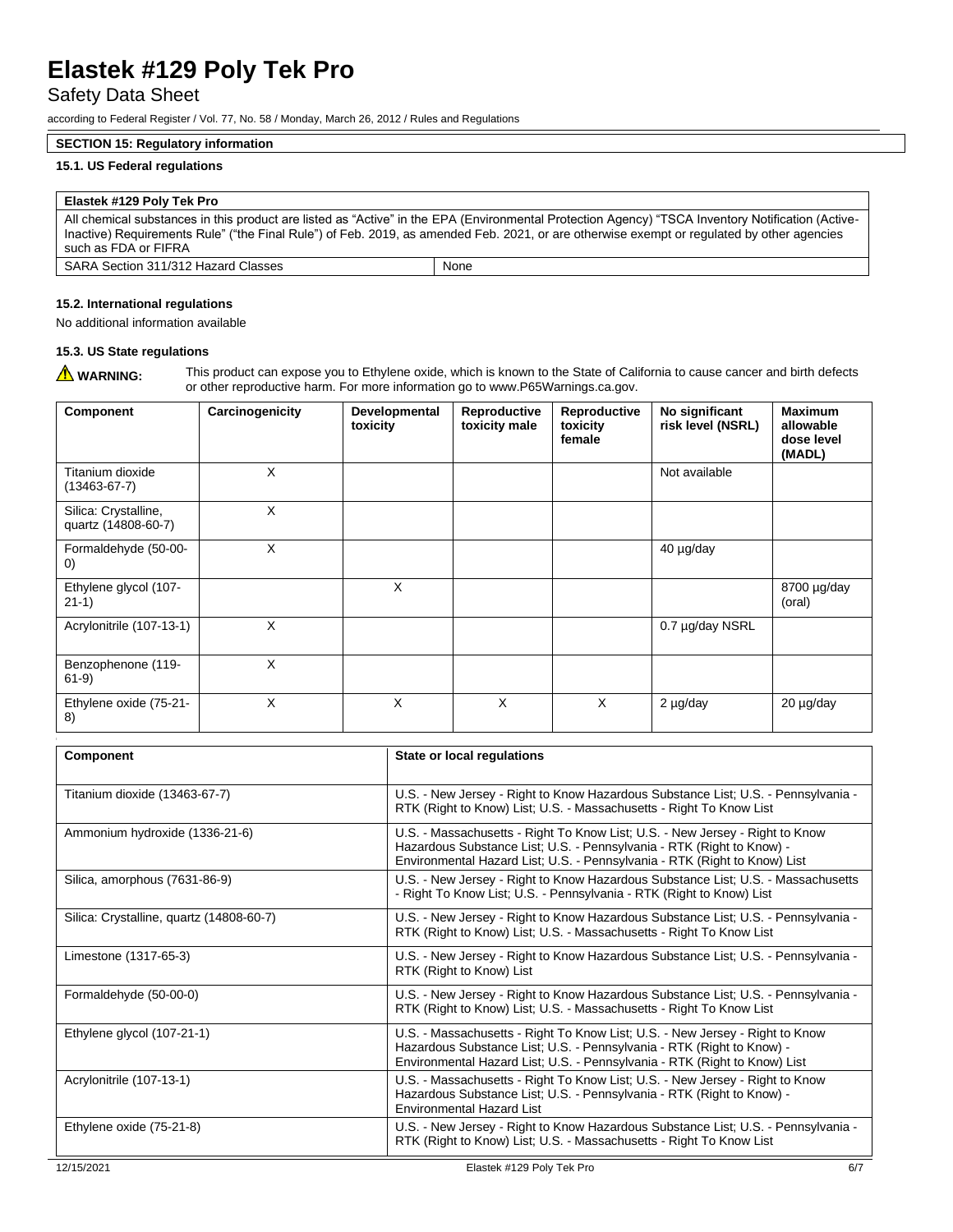## SECTION 15: Regulatory information

### 15.1. US Federal regulations

| Elastek #129 Poly Tek Pro | |
|---|---|
| All chemical substances in this product are listed as "Active" in the EPA (Environmental Protection Agency) "TSCA Inventory Notification (Active-Inactive) Requirements Rule" ("the Final Rule") of Feb. 2019, as amended Feb. 2021, or are otherwise exempt or regulated by other agencies such as FDA or FIFRA | |
| SARA Section 311/312 Hazard Classes | None |

### 15.2. International regulations

No additional information available

### 15.3. US State regulations

⚠ **WARNING:** This product can expose you to Ethylene oxide, which is known to the State of California to cause cancer and birth defects or other reproductive harm. For more information go to www.P65Warnings.ca.gov.

| Component | Carcinogenicity | Developmental toxicity | Reproductive toxicity male | Reproductive toxicity female | No significant risk level (NSRL) | Maximum allowable dose level (MADL) |
|---|---|---|---|---|---|---|
| Titanium dioxide (13463-67-7) | X | | | | Not available | |
| Silica: Crystalline, quartz (14808-60-7) | X | | | | | |
| Formaldehyde (50-00-0) | X | | | | 40 µg/day | |
| Ethylene glycol (107-21-1) | | X | | | | 8700 µg/day (oral) |
| Acrylonitrile (107-13-1) | X | | | | 0.7 µg/day NSRL | |
| Benzophenone (119-61-9) | X | | | | | |
| Ethylene oxide (75-21-8) | X | X | X | X | 2 µg/day | 20 µg/day |

| Component | State or local regulations |
|---|---|
| Titanium dioxide (13463-67-7) | U.S. - New Jersey - Right to Know Hazardous Substance List; U.S. - Pennsylvania - RTK (Right to Know) List; U.S. - Massachusetts - Right To Know List |
| Ammonium hydroxide (1336-21-6) | U.S. - Massachusetts - Right To Know List; U.S. - New Jersey - Right to Know Hazardous Substance List; U.S. - Pennsylvania - RTK (Right to Know) - Environmental Hazard List; U.S. - Pennsylvania - RTK (Right to Know) List |
| Silica, amorphous (7631-86-9) | U.S. - New Jersey - Right to Know Hazardous Substance List; U.S. - Massachusetts - Right To Know List; U.S. - Pennsylvania - RTK (Right to Know) List |
| Silica: Crystalline, quartz (14808-60-7) | U.S. - New Jersey - Right to Know Hazardous Substance List; U.S. - Pennsylvania - RTK (Right to Know) List; U.S. - Massachusetts - Right To Know List |
| Limestone (1317-65-3) | U.S. - New Jersey - Right to Know Hazardous Substance List; U.S. - Pennsylvania - RTK (Right to Know) List |
| Formaldehyde (50-00-0) | U.S. - New Jersey - Right to Know Hazardous Substance List; U.S. - Pennsylvania - RTK (Right to Know) List; U.S. - Massachusetts - Right To Know List |
| Ethylene glycol (107-21-1) | U.S. - Massachusetts - Right To Know List; U.S. - New Jersey - Right to Know Hazardous Substance List; U.S. - Pennsylvania - RTK (Right to Know) - Environmental Hazard List; U.S. - Pennsylvania - RTK (Right to Know) List |
| Acrylonitrile (107-13-1) | U.S. - Massachusetts - Right To Know List; U.S. - New Jersey - Right to Know Hazardous Substance List; U.S. - Pennsylvania - RTK (Right to Know) - Environmental Hazard List |
| Ethylene oxide (75-21-8) | U.S. - New Jersey - Right to Know Hazardous Substance List; U.S. - Pennsylvania - RTK (Right to Know) List; U.S. - Massachusetts - Right To Know List |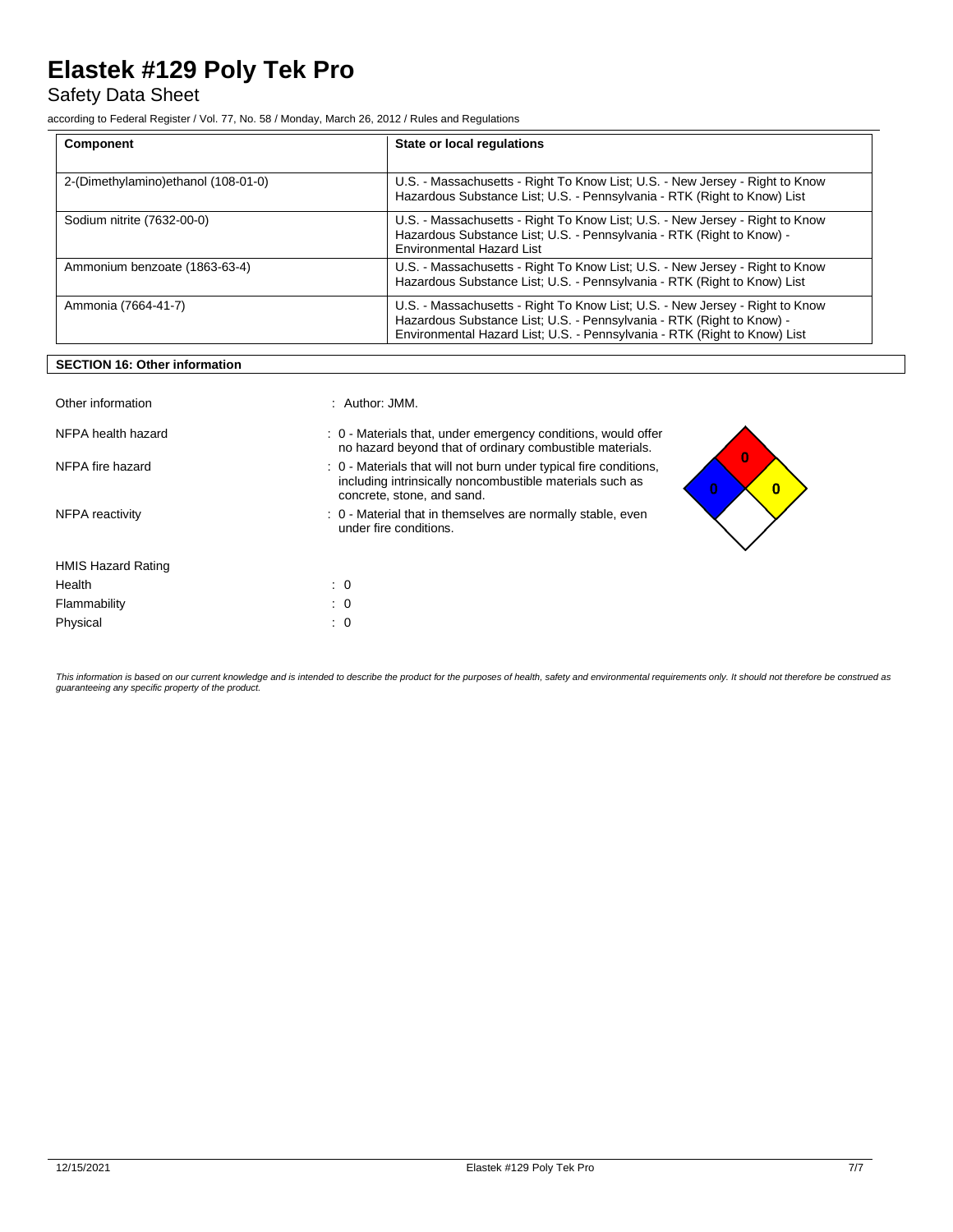| Component | State or local regulations |
| --- | --- |
| 2-(Dimethylamino)ethanol (108-01-0) | U.S. - Massachusetts - Right To Know List; U.S. - New Jersey - Right to Know Hazardous Substance List; U.S. - Pennsylvania - RTK (Right to Know) List |
| Sodium nitrite (7632-00-0) | U.S. - Massachusetts - Right To Know List; U.S. - New Jersey - Right to Know Hazardous Substance List; U.S. - Pennsylvania - RTK (Right to Know) - Environmental Hazard List |
| Ammonium benzoate (1863-63-4) | U.S. - Massachusetts - Right To Know List; U.S. - New Jersey - Right to Know Hazardous Substance List; U.S. - Pennsylvania - RTK (Right to Know) List |
| Ammonia (7664-41-7) | U.S. - Massachusetts - Right To Know List; U.S. - New Jersey - Right to Know Hazardous Substance List; U.S. - Pennsylvania - RTK (Right to Know) - Environmental Hazard List; U.S. - Pennsylvania - RTK (Right to Know) List |

## SECTION 16: Other information

Other information : Author: JMM.

NFPA health hazard : 0 - Materials that, under emergency conditions, would offer no hazard beyond that of ordinary combustible materials.

NFPA fire hazard : 0 - Materials that will not burn under typical fire conditions, including intrinsically noncombustible materials such as concrete, stone, and sand.

NFPA reactivity : 0 - Material that in themselves are normally stable, even under fire conditions.

HMIS Hazard Rating

Health : 0

Flammability : 0

Physical : 0

*This information is based on our current knowledge and is intended to describe the product for the purposes of health, safety and environmental requirements only. It should not therefore be construed as guaranteeing any specific property of the product.*